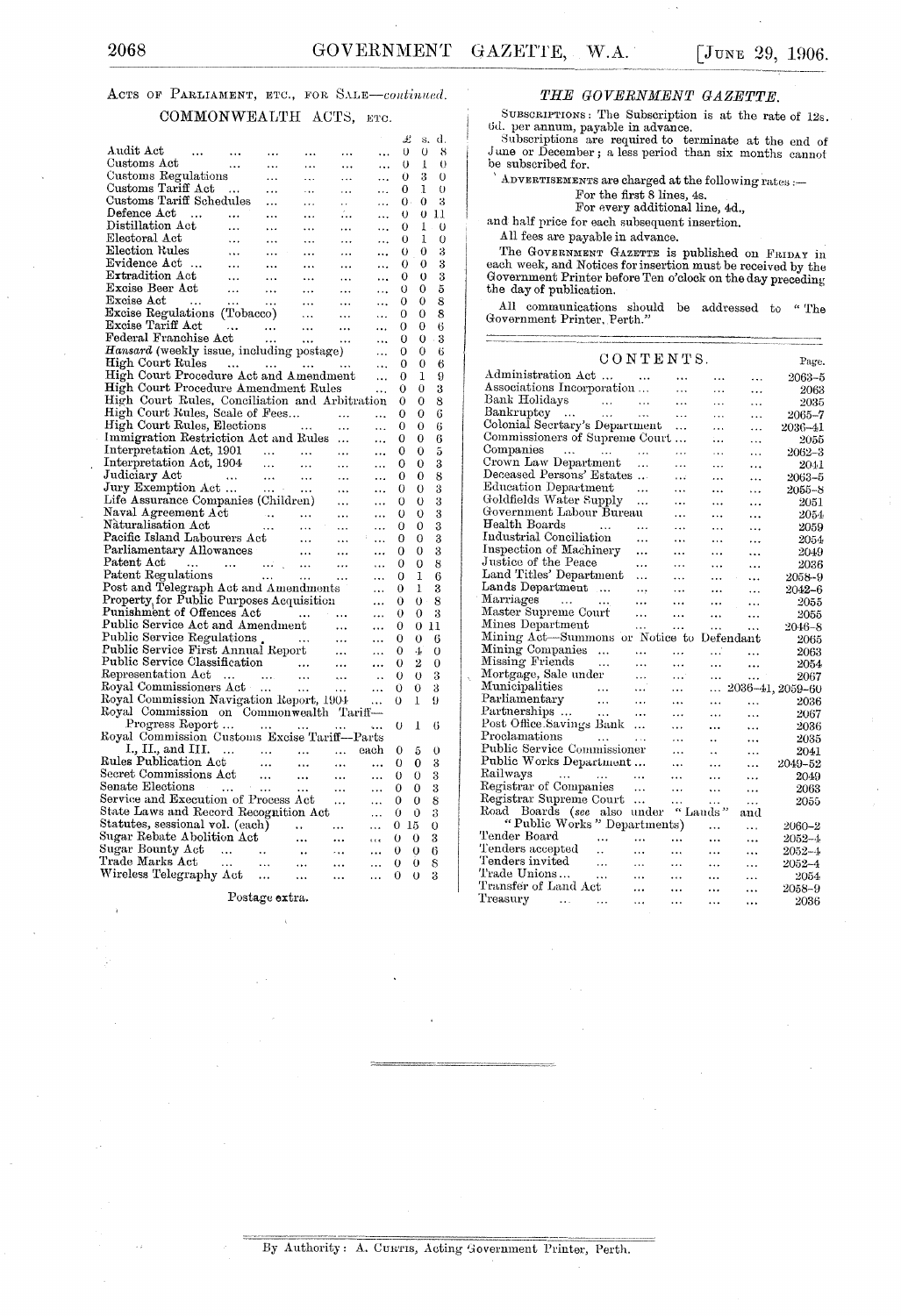ACTS OF PARLIAMENT, ETC., FOR SALE—*continued.*

## COMMONWEALTH ACTS, ETC.

| | £ | s. | d. |
|---|---|---|---|
| Audit Act | 0 | 0 | 8 |
| Customs Act | 0 | 1 | 0 |
| Customs Regulations | 0 | 3 | 0 |
| Customs Tariff Act | 0 | 1 | 0 |
| Customs Tariff Schedules | 0 | 0 | 3 |
| Defence Act | 0 | 0 | 11 |
| Distillation Act | 0 | 1 | 0 |
| Electoral Act | 0 | 1 | 0 |
| Election Rules | 0 | 0 | 3 |
| Evidence Act | 0 | 0 | 3 |
| Extradition Act | 0 | 0 | 3 |
| Excise Beer Act | 0 | 0 | 5 |
| Excise Act | 0 | 0 | 8 |
| Excise Regulations (Tobacco) | 0 | 0 | 8 |
| Excise Tariff Act | 0 | 0 | 6 |
| Federal Franchise Act | 0 | 0 | 3 |
| *Hansard* (weekly issue, including postage) | 0 | 0 | 6 |
| High Court Rules | 0 | 0 | 6 |
| High Court Procedure Act and Amendment | 0 | 1 | 9 |
| High Court Procedure Amendment Rules | 0 | 0 | 3 |
| High Court Rules, Conciliation and Arbitration | 0 | 0 | 8 |
| High Court Rules, Scale of Fees | 0 | 0 | 6 |
| High Court Rules, Elections | 0 | 0 | 6 |
| Immigration Restriction Act and Rules | 0 | 0 | 6 |
| Interpretation Act, 1901 | 0 | 0 | 5 |
| Interpretation Act, 1904 | 0 | 0 | 3 |
| Judiciary Act | 0 | 0 | 8 |
| Jury Exemption Act | 0 | 0 | 3 |
| Life Assurance Companies (Children) | 0 | 0 | 3 |
| Naval Agreement Act | 0 | 0 | 3 |
| Naturalisation Act | 0 | 0 | 3 |
| Pacific Island Labourers Act | 0 | 0 | 3 |
| Parliamentary Allowances | 0 | 0 | 3 |
| Patent Act | 0 | 0 | 8 |
| Patent Regulations | 0 | 1 | 6 |
| Post and Telegraph Act and Amendments | 0 | 1 | 3 |
| Property for Public Purposes Acquisition | 0 | 0 | 8 |
| Punishment of Offences Act | 0 | 0 | 3 |
| Public Service Act and Amendment | 0 | 0 | 11 |
| Public Service Regulations | 0 | 0 | 6 |
| Public Service First Annual Report | 0 | 4 | 0 |
| Public Service Classification | 0 | 2 | 0 |
| Representation Act | 0 | 0 | 3 |
| Royal Commissioners Act | 0 | 0 | 3 |
| Royal Commission Navigation Report, 1904 | 0 | 1 | 9 |
| Royal Commission on Commonwealth Tariff—Progress Report | 0 | 1 | 6 |
| Royal Commission Customs Excise Tariff—Parts I., II., and III. ... each | 0 | 5 | 0 |
| Rules Publication Act | 0 | 0 | 3 |
| Secret Commissions Act | 0 | 0 | 3 |
| Senate Elections | 0 | 0 | 3 |
| Service and Execution of Process Act | 0 | 0 | 8 |
| State Laws and Record Recognition Act | 0 | 0 | 3 |
| Statutes, sessional vol. (each) | 0 | 15 | 0 |
| Sugar Rebate Abolition Act | 0 | 0 | 3 |
| Sugar Bounty Act | 0 | 0 | 6 |
| Trade Marks Act | 0 | 0 | 8 |
| Wireless Telegraphy Act | 0 | 0 | 3 |

Postage extra.

## *THE GOVERNMENT GAZETTE.*

SUBSCRIPTIONS: The Subscription is at the rate of 12s. 6d. per annum, payable in advance.

Subscriptions are required to terminate at the end of June or December; a less period than six months cannot be subscribed for.

ADVERTISEMENTS are charged at the following rates:—
For the first 8 lines, 4s.
For every additional line, 4d.,
and half price for each subsequent insertion.

All fees are payable in advance.

The GOVERNMENT GAZETTE is published on FRIDAY in each week, and Notices for insertion must be received by the Government Printer before Ten o'clock on the day preceding the day of publication.

All communications should be addressed to "The Government Printer, Perth."

## CONTENTS.

| | Page. |
|---|---|
| Administration Act | 2063–5 |
| Associations Incorporation | 2063 |
| Bank Holidays | 2035 |
| Bankruptcy | 2065–7 |
| Colonial Secretary's Department | 2036–41 |
| Commissioners of Supreme Court | 2055 |
| Companies | 2062–3 |
| Crown Law Department | 2041 |
| Deceased Persons' Estates | 2063–5 |
| Education Department | 2055–8 |
| Goldfields Water Supply | 2051 |
| Government Labour Bureau | 2054 |
| Health Boards | 2059 |
| Industrial Conciliation | 2054 |
| Inspection of Machinery | 2049 |
| Justice of the Peace | 2036 |
| Land Titles' Department | 2058–9 |
| Lands Department | 2042–6 |
| Marriages | 2055 |
| Master Supreme Court | 2055 |
| Mines Department | 2046–8 |
| Mining Act—Summons or Notice to Defendant | 2065 |
| Mining Companies | 2063 |
| Missing Friends | 2054 |
| Mortgage, Sale under | 2067 |
| Municipalities | 2036–41, 2059–60 |
| Parliamentary | 2036 |
| Partnerships | 2067 |
| Post Office Savings Bank | 2036 |
| Proclamations | 2035 |
| Public Service Commissioner | 2041 |
| Public Works Department | 2049–52 |
| Railways | 2049 |
| Registrar of Companies | 2063 |
| Registrar Supreme Court | 2055 |
| Road Boards (*see* also under "Lands" and "Public Works" Departments) | 2060–2 |
| Tender Board | 2052–4 |
| Tenders accepted | 2052–4 |
| Tenders invited | 2052–4 |
| Trade Unions | 2054 |
| Transfer of Land Act | 2058–9 |
| Treasury | 2036 |

By Authority: A. CURTIS, Acting Government Printer, Perth.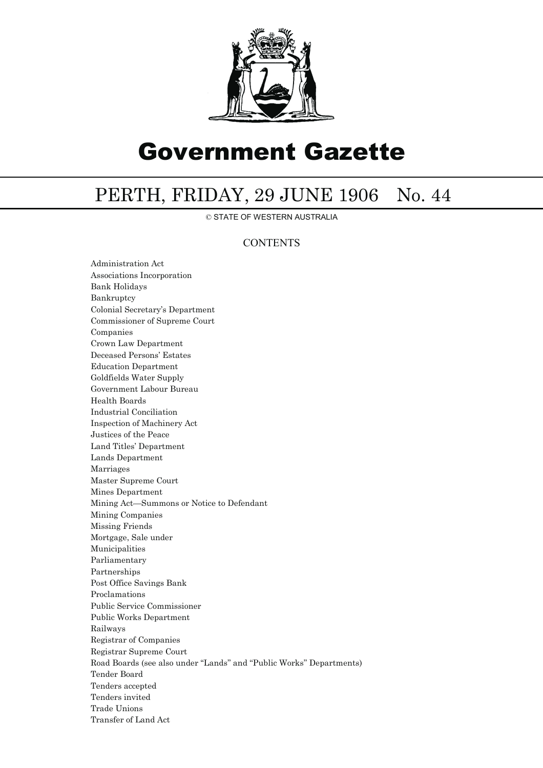# Government Gazette

## PERTH, FRIDAY, 29 JUNE 1906 No. 44

© STATE OF WESTERN AUSTRALIA

### CONTENTS

Administration Act
Associations Incorporation
Bank Holidays
Bankruptcy
Colonial Secretary's Department
Commissioner of Supreme Court
Companies
Crown Law Department
Deceased Persons' Estates
Education Department
Goldfields Water Supply
Government Labour Bureau
Health Boards
Industrial Conciliation
Inspection of Machinery Act
Justices of the Peace
Land Titles' Department
Lands Department
Marriages
Master Supreme Court
Mines Department
Mining Act—Summons or Notice to Defendant
Mining Companies
Missing Friends
Mortgage, Sale under
Municipalities
Parliamentary
Partnerships
Post Office Savings Bank
Proclamations
Public Service Commissioner
Public Works Department
Railways
Registrar of Companies
Registrar Supreme Court
Road Boards (see also under "Lands" and "Public Works" Departments)
Tender Board
Tenders accepted
Tenders invited
Trade Unions
Transfer of Land Act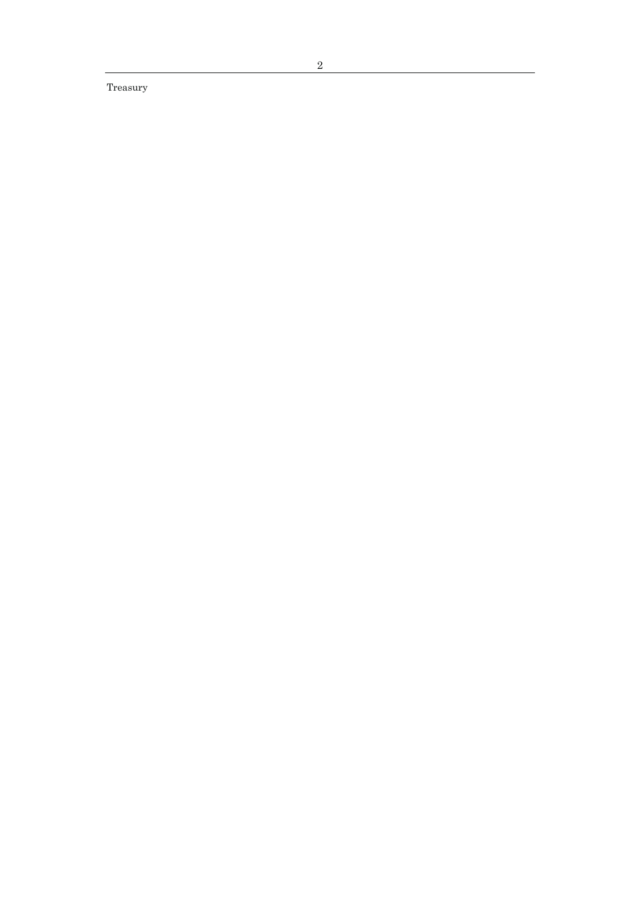Treasury